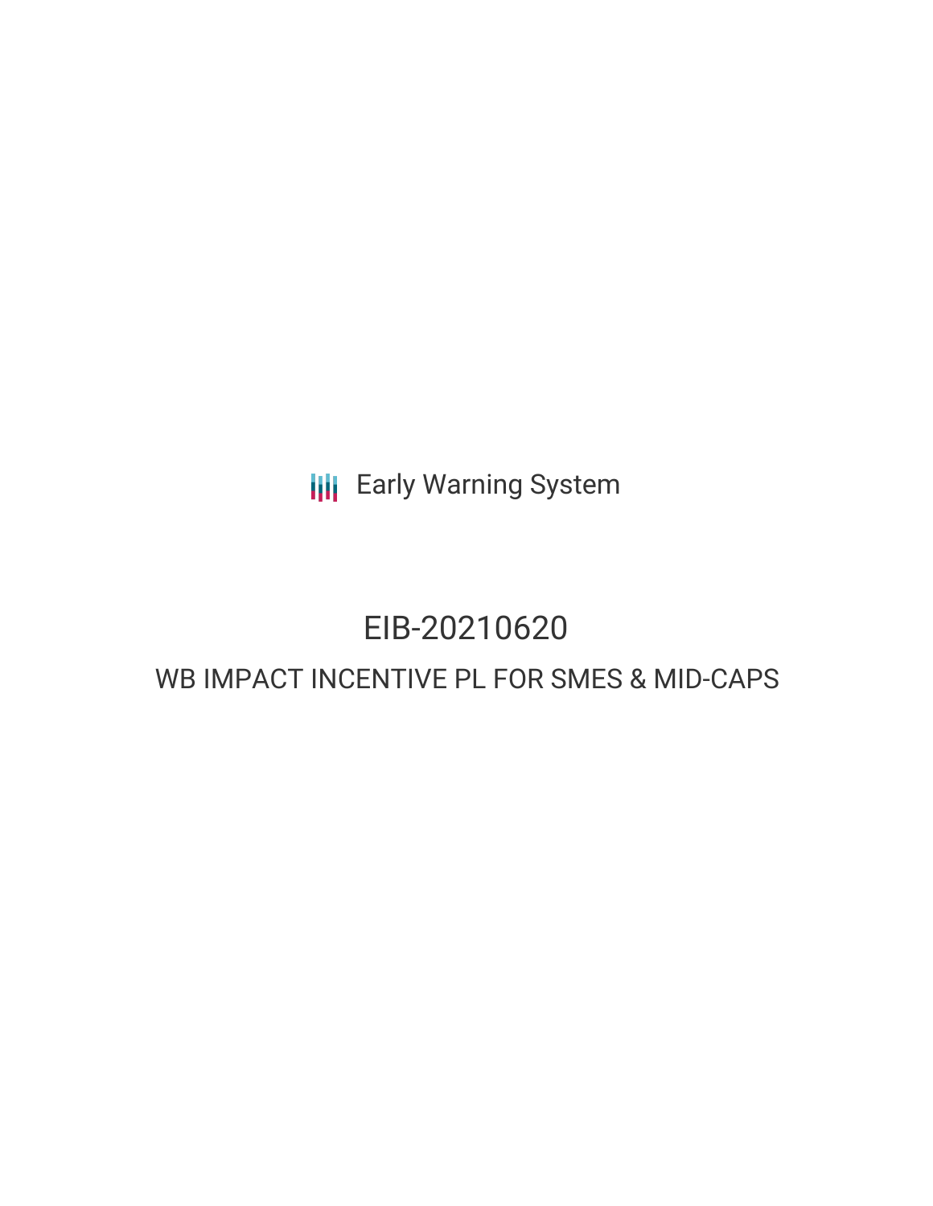Early Warning System

# EIB-20210620

## WB IMPACT INCENTIVE PL FOR SMES & MID-CAPS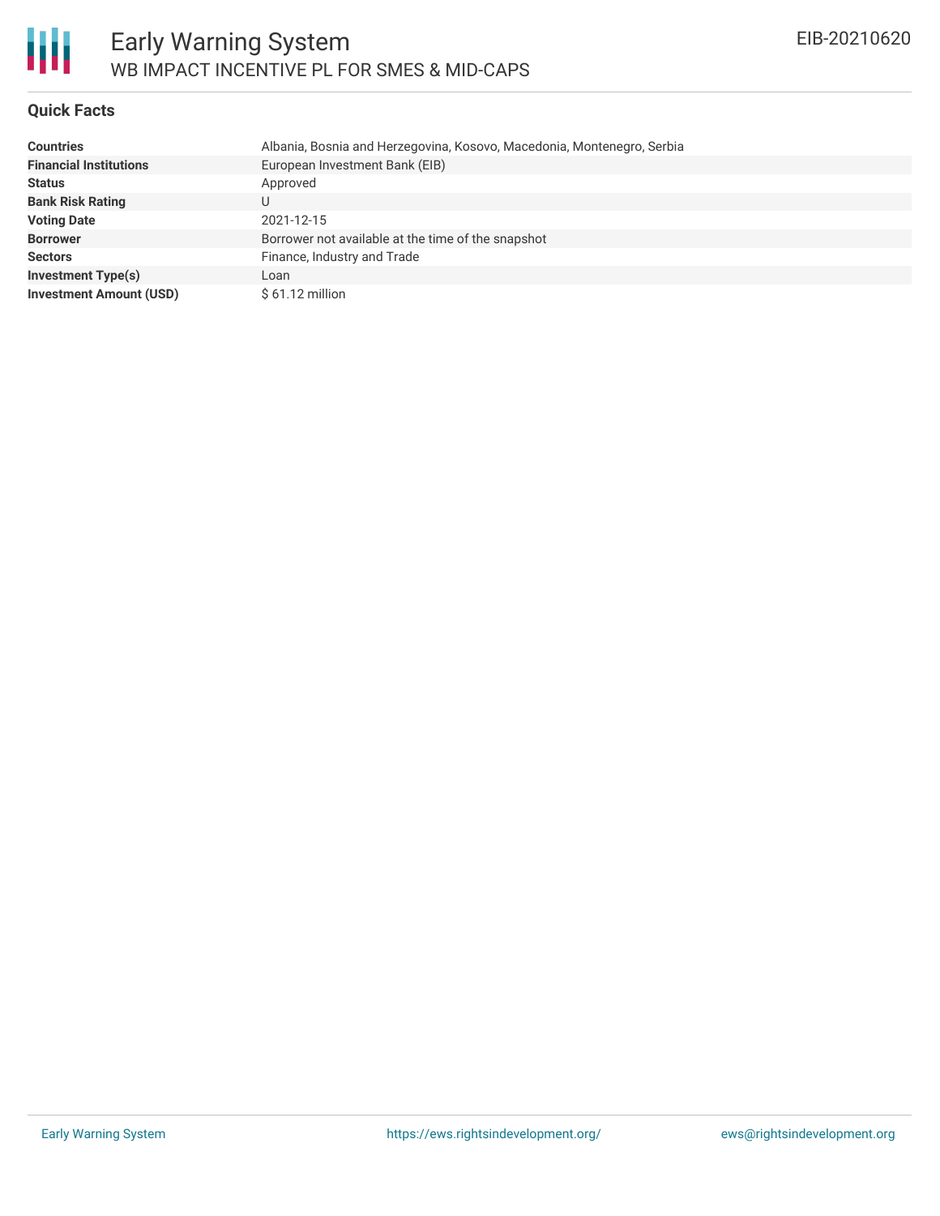# Early Warning System

## WB IMPACT INCENTIVE PL FOR SMES & MID-CAPS

EIB-20210620

### Quick Facts

| | |
|---|---|
| **Countries** | Albania, Bosnia and Herzegovina, Kosovo, Macedonia, Montenegro, Serbia |
| **Financial Institutions** | European Investment Bank (EIB) |
| **Status** | Approved |
| **Bank Risk Rating** | U |
| **Voting Date** | 2021-12-15 |
| **Borrower** | Borrower not available at the time of the snapshot |
| **Sectors** | Finance, Industry and Trade |
| **Investment Type(s)** | Loan |
| **Investment Amount (USD)** | $ 61.12 million |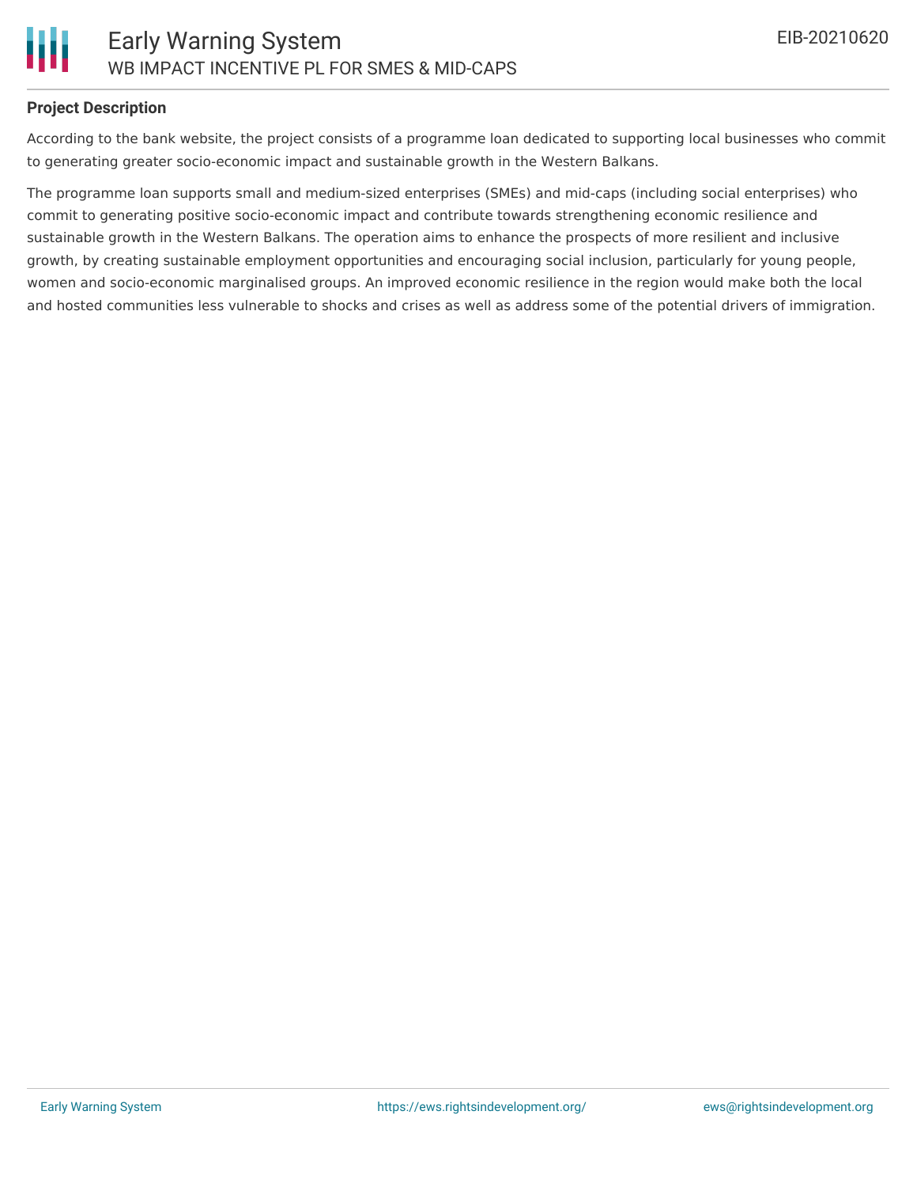## Project Description

According to the bank website, the project consists of a programme loan dedicated to supporting local businesses who commit to generating greater socio-economic impact and sustainable growth in the Western Balkans.

The programme loan supports small and medium-sized enterprises (SMEs) and mid-caps (including social enterprises) who commit to generating positive socio-economic impact and contribute towards strengthening economic resilience and sustainable growth in the Western Balkans. The operation aims to enhance the prospects of more resilient and inclusive growth, by creating sustainable employment opportunities and encouraging social inclusion, particularly for young people, women and socio-economic marginalised groups. An improved economic resilience in the region would make both the local and hosted communities less vulnerable to shocks and crises as well as address some of the potential drivers of immigration.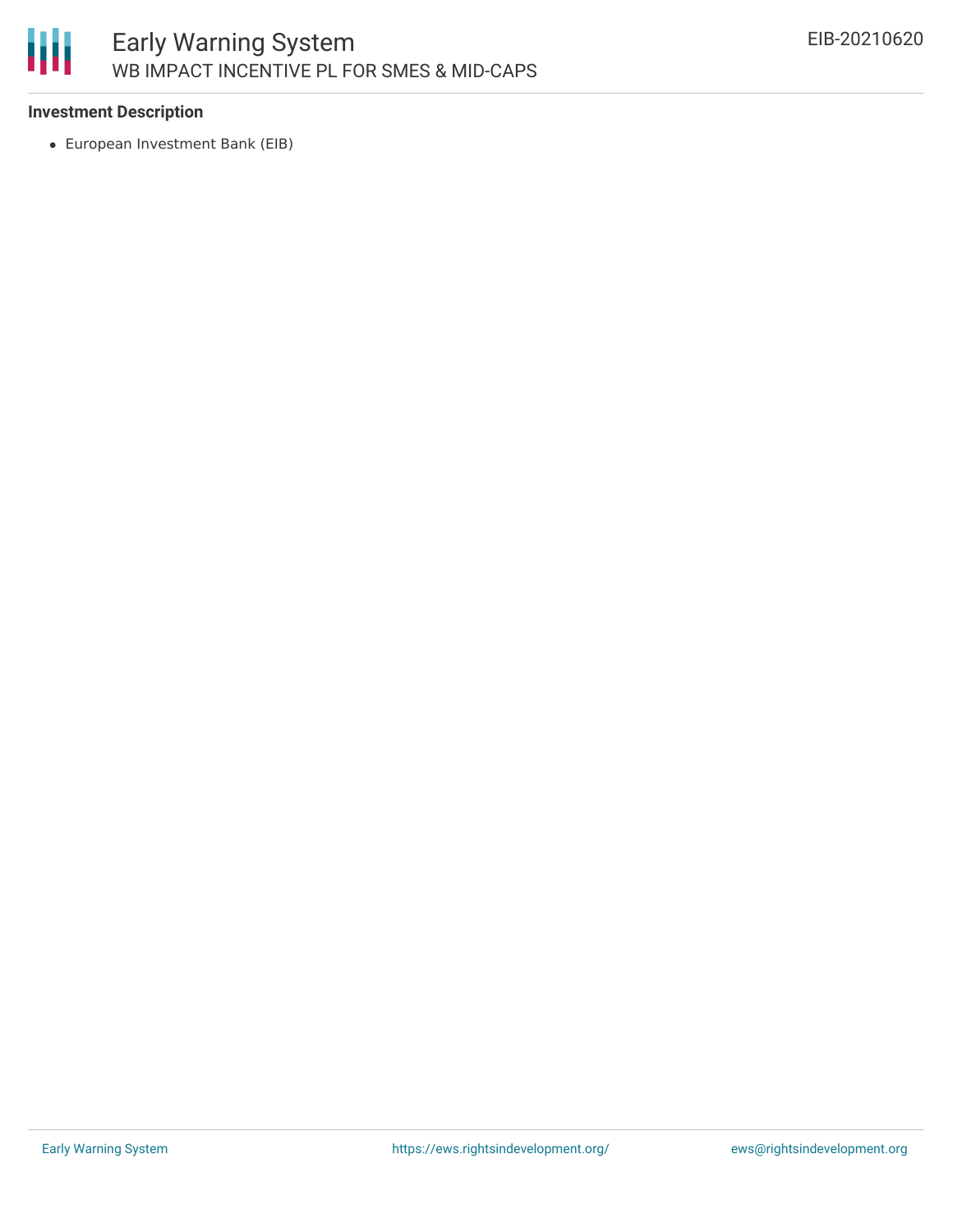### Investment Description

- European Investment Bank (EIB)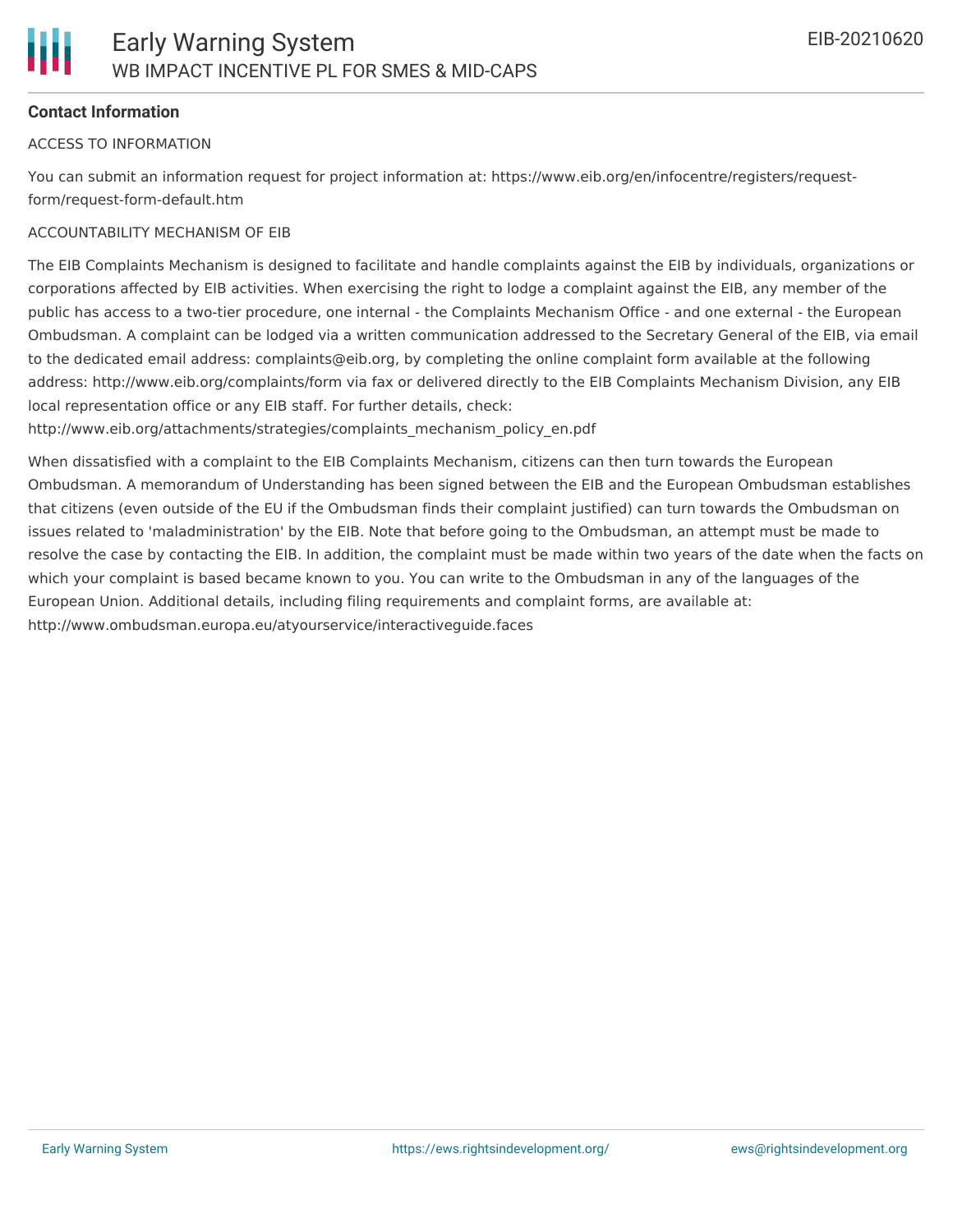## Contact Information

ACCESS TO INFORMATION

You can submit an information request for project information at: https://www.eib.org/en/infocentre/registers/request-form/request-form-default.htm

ACCOUNTABILITY MECHANISM OF EIB

The EIB Complaints Mechanism is designed to facilitate and handle complaints against the EIB by individuals, organizations or corporations affected by EIB activities. When exercising the right to lodge a complaint against the EIB, any member of the public has access to a two-tier procedure, one internal - the Complaints Mechanism Office - and one external - the European Ombudsman. A complaint can be lodged via a written communication addressed to the Secretary General of the EIB, via email to the dedicated email address: complaints@eib.org, by completing the online complaint form available at the following address: http://www.eib.org/complaints/form via fax or delivered directly to the EIB Complaints Mechanism Division, any EIB local representation office or any EIB staff. For further details, check: http://www.eib.org/attachments/strategies/complaints_mechanism_policy_en.pdf

When dissatisfied with a complaint to the EIB Complaints Mechanism, citizens can then turn towards the European Ombudsman. A memorandum of Understanding has been signed between the EIB and the European Ombudsman establishes that citizens (even outside of the EU if the Ombudsman finds their complaint justified) can turn towards the Ombudsman on issues related to 'maladministration' by the EIB. Note that before going to the Ombudsman, an attempt must be made to resolve the case by contacting the EIB. In addition, the complaint must be made within two years of the date when the facts on which your complaint is based became known to you. You can write to the Ombudsman in any of the languages of the European Union. Additional details, including filing requirements and complaint forms, are available at: http://www.ombudsman.europa.eu/atyourservice/interactiveguide.faces